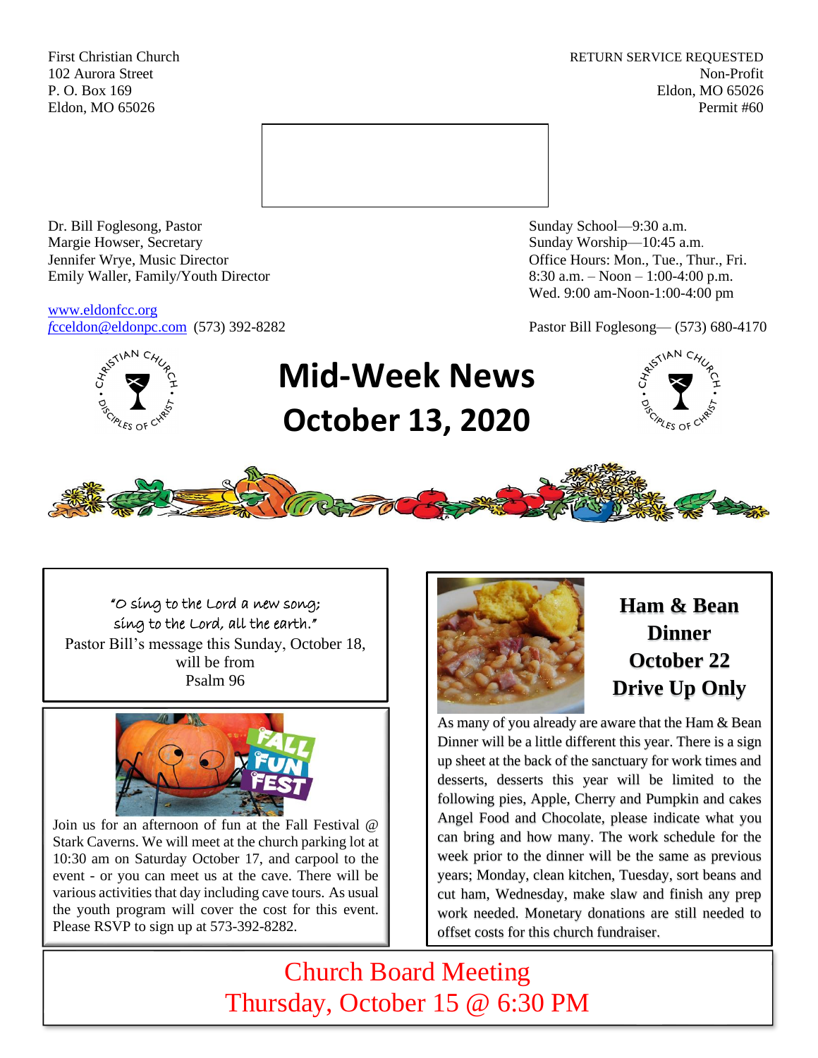First Christian Church
102 Aurora Street
P. O. Box 169
Eldon, MO 65026

RETURN SERVICE REQUESTED
Non-Profit
Eldon, MO 65026
Permit #60

Dr. Bill Foglesong, Pastor
Margie Howser, Secretary
Jennifer Wrye, Music Director
Emily Waller, Family/Youth Director

www.eldonfcc.org
fcceldon@eldonpc.com (573) 392-8282

Sunday School—9:30 a.m.
Sunday Worship—10:45 a.m.
Office Hours: Mon., Tue., Thur., Fri.
8:30 a.m. – Noon – 1:00-4:00 p.m.
Wed. 9:00 am-Noon-1:00-4:00 pm

Pastor Bill Foglesong— (573) 680-4170

# Mid-Week News
# October 13, 2020

*"O sing to the Lord a new song;*
*sing to the Lord, all the earth."*

Pastor Bill's message this Sunday, October 18, will be from Psalm 96

**FALL FUN FEST**

Join us for an afternoon of fun at the Fall Festival @ Stark Caverns. We will meet at the church parking lot at 10:30 am on Saturday October 17, and carpool to the event - or you can meet us at the cave. There will be various activities that day including cave tours. As usual the youth program will cover the cost for this event. Please RSVP to sign up at 573-392-8282.

## Ham & Bean Dinner October 22 Drive Up Only

As many of you already are aware that the Ham & Bean Dinner will be a little different this year. There is a sign up sheet at the back of the sanctuary for work times and desserts, desserts this year will be limited to the following pies, Apple, Cherry and Pumpkin and cakes Angel Food and Chocolate, please indicate what you can bring and how many. The work schedule for the week prior to the dinner will be the same as previous years; Monday, clean kitchen, Tuesday, sort beans and cut ham, Wednesday, make slaw and finish any prep work needed. Monetary donations are still needed to offset costs for this church fundraiser.

## Church Board Meeting
## Thursday, October 15 @ 6:30 PM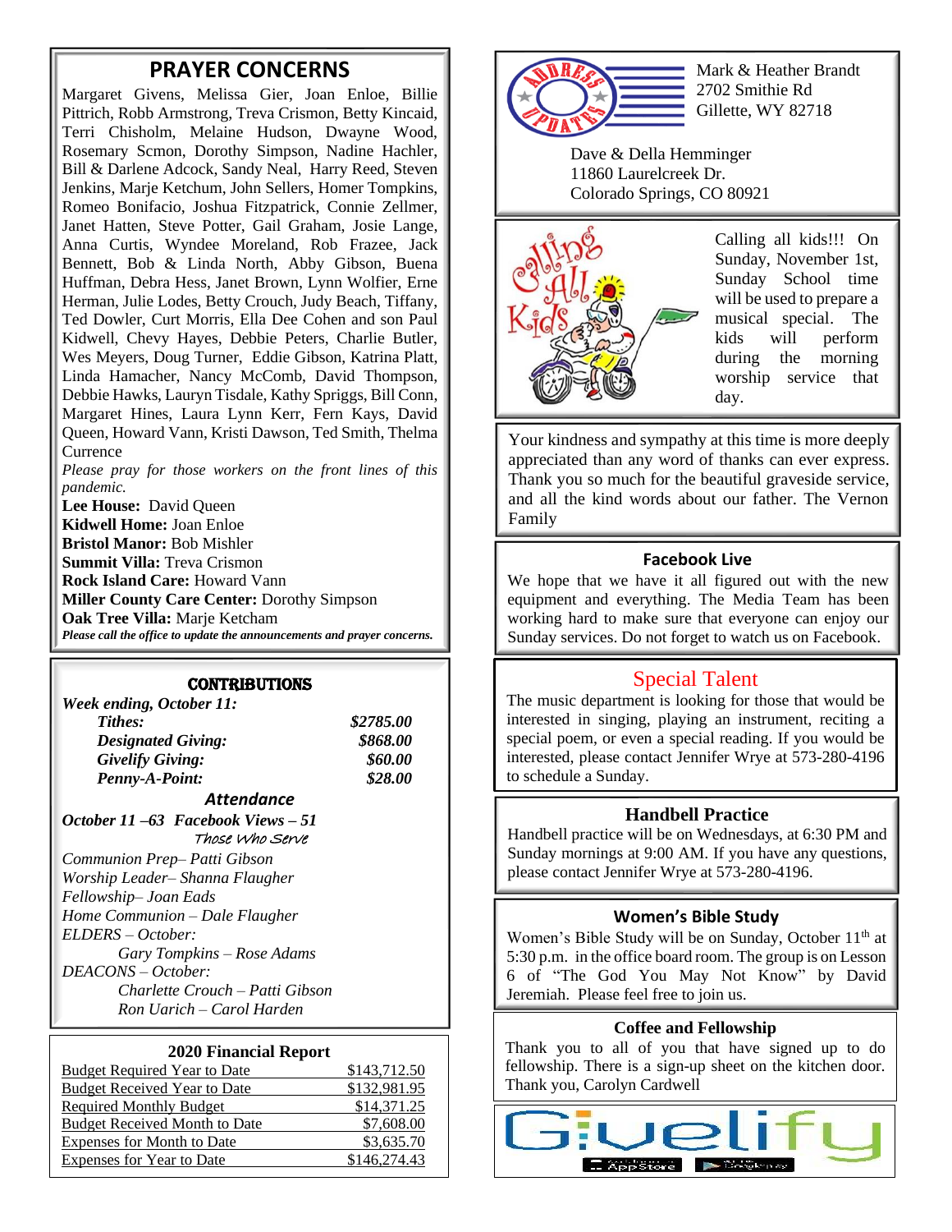## PRAYER CONCERNS

Margaret Givens, Melissa Gier, Joan Enloe, Billie Pittrich, Robb Armstrong, Treva Crismon, Betty Kincaid, Terri Chisholm, Melaine Hudson, Dwayne Wood, Rosemary Scmon, Dorothy Simpson, Nadine Hachler, Bill & Darlene Adcock, Sandy Neal, Harry Reed, Steven Jenkins, Marje Ketchum, John Sellers, Homer Tompkins, Romeo Bonifacio, Joshua Fitzpatrick, Connie Zellmer, Janet Hatten, Steve Potter, Gail Graham, Josie Lange, Anna Curtis, Wyndee Moreland, Rob Frazee, Jack Bennett, Bob & Linda North, Abby Gibson, Buena Huffman, Debra Hess, Janet Brown, Lynn Wolfier, Erne Herman, Julie Lodes, Betty Crouch, Judy Beach, Tiffany, Ted Dowler, Curt Morris, Ella Dee Cohen and son Paul Kidwell, Chevy Hayes, Debbie Peters, Charlie Butler, Wes Meyers, Doug Turner, Eddie Gibson, Katrina Platt, Linda Hamacher, Nancy McComb, David Thompson, Debbie Hawks, Lauryn Tisdale, Kathy Spriggs, Bill Conn, Margaret Hines, Laura Lynn Kerr, Fern Kays, David Queen, Howard Vann, Kristi Dawson, Ted Smith, Thelma Currence

*Please pray for those workers on the front lines of this pandemic.*

**Lee House:** David Queen
**Kidwell Home:** Joan Enloe
**Bristol Manor:** Bob Mishler
**Summit Villa:** Treva Crismon
**Rock Island Care:** Howard Vann
**Miller County Care Center:** Dorothy Simpson
**Oak Tree Villa:** Marje Ketcham

***Please call the office to update the announcements and prayer concerns.***

## CONTRIBUTIONS

***Week ending, October 11:***

| | |
|---|---|
| ***Tithes:*** | ***$2785.00*** |
| ***Designated Giving:*** | ***$868.00*** |
| ***Givelify Giving:*** | ***$60.00*** |
| ***Penny-A-Point:*** | ***$28.00*** |

### Attendance

***October 11 –63 Facebook Views – 51***

*Those Who Serve*

*Communion Prep– Patti Gibson*
*Worship Leader– Shanna Flaugher*
*Fellowship– Joan Eads*
*Home Communion – Dale Flaugher*
*ELDERS – October:*
*Gary Tompkins – Rose Adams*
*DEACONS – October:*
*Charlette Crouch – Patti Gibson*
*Ron Uarich – Carol Harden*

## 2020 Financial Report

| | |
|---|---|
| Budget Required Year to Date | $143,712.50 |
| Budget Received Year to Date | $132,981.95 |
| Required Monthly Budget | $14,371.25 |
| Budget Received Month to Date | $7,608.00 |
| Expenses for Month to Date | $3,635.70 |
| Expenses for Year to Date | $146,274.43 |

## Address Updates

Mark & Heather Brandt
2702 Smithie Rd
Gillette, WY 82718

Dave & Della Hemminger
11860 Laurelcreek Dr.
Colorado Springs, CO 80921

## Calling All Kids

Calling all kids!!! On Sunday, November 1st, Sunday School time will be used to prepare a musical special. The kids will perform during the morning worship service that day.

Your kindness and sympathy at this time is more deeply appreciated than any word of thanks can ever express. Thank you so much for the beautiful graveside service, and all the kind words about our father. The Vernon Family

### Facebook Live

We hope that we have it all figured out with the new equipment and everything. The Media Team has been working hard to make sure that everyone can enjoy our Sunday services. Do not forget to watch us on Facebook.

### Special Talent

The music department is looking for those that would be interested in singing, playing an instrument, reciting a special poem, or even a special reading. If you would be interested, please contact Jennifer Wrye at 573-280-4196 to schedule a Sunday.

### Handbell Practice

Handbell practice will be on Wednesdays, at 6:30 PM and Sunday mornings at 9:00 AM. If you have any questions, please contact Jennifer Wrye at 573-280-4196.

### Women's Bible Study

Women's Bible Study will be on Sunday, October 11th at 5:30 p.m. in the office board room. The group is on Lesson 6 of "The God You May Not Know" by David Jeremiah. Please feel free to join us.

### Coffee and Fellowship

Thank you to all of you that have signed up to do fellowship. There is a sign-up sheet on the kitchen door. Thank you, Carolyn Cardwell

Givelify